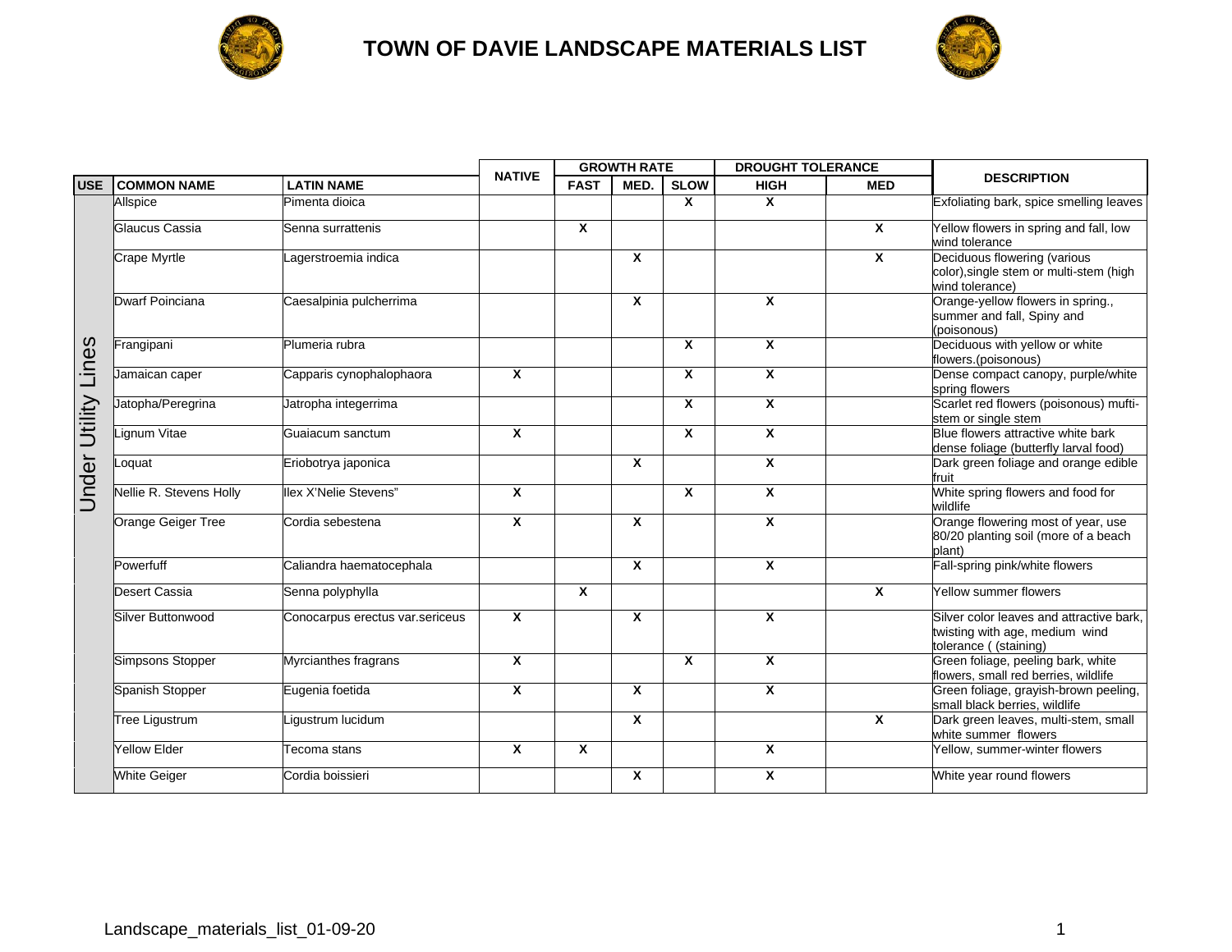# TOWN OF DAVIE LANDSCAPE MATERIALS LIST

| USE | COMMON NAME | LATIN NAME | NATIVE | GROWTH RATE | | | DROUGHT TOLERANCE | | DESCRIPTION |
|---|---|---|---|---|---|---|---|---|---|
| | | | | FAST | MED. | SLOW | HIGH | MED | |
| Under Utility Lines | Allspice | Pimenta dioica | | | | X | X | | Exfoliating bark, spice smelling leaves |
| | Glaucus Cassia | Senna surrattenis | | X | | | | X | Yellow flowers in spring and fall, low wind tolerance |
| | Crape Myrtle | Lagerstroemia indica | | | X | | | X | Deciduous flowering (various color),single stem or multi-stem (high wind tolerance) |
| | Dwarf Poinciana | Caesalpinia pulcherrima | | | X | | X | | Orange-yellow flowers in spring., summer and fall, Spiny and (poisonous) |
| | Frangipani | Plumeria rubra | | | | X | X | | Deciduous with yellow or white flowers.(poisonous) |
| | Jamaican caper | Capparis cynophalophaora | X | | | X | X | | Dense compact canopy, purple/white spring flowers |
| | Jatopha/Peregrina | Jatropha integerrima | | | | X | X | | Scarlet red flowers (poisonous) mufti-stem or single stem |
| | Lignum Vitae | Guaiacum sanctum | X | | | X | X | | Blue flowers attractive white bark dense foliage (butterfly larval food) |
| | Loquat | Eriobotrya japonica | | | X | | X | | Dark green foliage and orange edible fruit |
| | Nellie R. Stevens Holly | Ilex X'Nelie Stevens" | X | | | X | X | | White spring flowers and food for wildlife |
| | Orange Geiger Tree | Cordia sebestena | X | | X | | X | | Orange flowering most of year, use 80/20 planting soil (more of a beach plant) |
| | Powerfuff | Caliandra haematocephala | | | X | | X | | Fall-spring pink/white flowers |
| | Desert Cassia | Senna polyphylla | | X | | | | X | Yellow summer flowers |
| | Silver Buttonwood | Conocarpus erectus var.sericeus | X | | X | | X | | Silver color leaves and attractive bark, twisting with age, medium wind tolerance ( (staining) |
| | Simpsons Stopper | Myrcianthes fragrans | X | | | X | X | | Green foliage, peeling bark, white flowers, small red berries, wildlife |
| | Spanish Stopper | Eugenia foetida | X | | X | | X | | Green foliage, grayish-brown peeling, small black berries, wildlife |
| | Tree Ligustrum | Ligustrum lucidum | | | X | | | X | Dark green leaves, multi-stem, small white summer flowers |
| | Yellow Elder | Tecoma stans | X | X | | | X | | Yellow, summer-winter flowers |
| | White Geiger | Cordia boissieri | | | X | | X | | White year round flowers |

Landscape_materials_list_01-09-20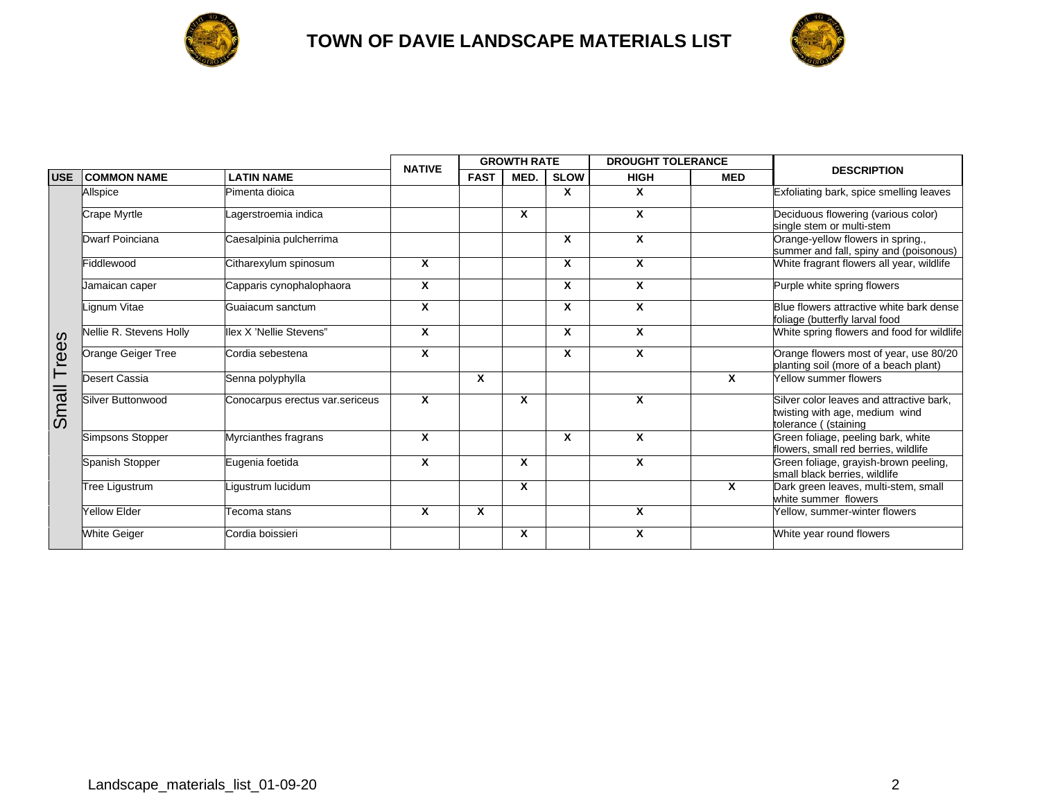# TOWN OF DAVIE LANDSCAPE MATERIALS LIST

| USE | COMMON NAME | LATIN NAME | NATIVE | GROWTH RATE | | | DROUGHT TOLERANCE | | DESCRIPTION |
|---|---|---|---|---|---|---|---|---|---|
| | | | | FAST | MED. | SLOW | HIGH | MED | |
| Small Trees | Allspice | Pimenta dioica | | | | X | X | | Exfoliating bark, spice smelling leaves |
| | Crape Myrtle | Lagerstroemia indica | | | X | | X | | Deciduous flowering (various color) single stem or multi-stem |
| | Dwarf Poinciana | Caesalpinia pulcherrima | | | | X | X | | Orange-yellow flowers in spring., summer and fall, spiny and (poisonous) |
| | Fiddlewood | Citharexylum spinosum | X | | | X | X | | White fragrant flowers all year, wildlife |
| | Jamaican caper | Capparis cynophalophaora | X | | | X | X | | Purple white spring flowers |
| | Lignum Vitae | Guaiacum sanctum | X | | | X | X | | Blue flowers attractive white bark dense foliage (butterfly larval food |
| | Nellie R. Stevens Holly | Ilex X 'Nellie Stevens" | X | | | X | X | | White spring flowers and food for wildlife |
| | Orange Geiger Tree | Cordia sebestena | X | | | X | X | | Orange flowers most of year, use 80/20 planting soil (more of a beach plant) |
| | Desert Cassia | Senna polyphylla | | X | | | | X | Yellow summer flowers |
| | Silver Buttonwood | Conocarpus erectus var.sericeus | X | | X | | X | | Silver color leaves and attractive bark, twisting with age, medium wind tolerance ( (staining |
| | Simpsons Stopper | Myrcianthes fragrans | X | | | X | X | | Green foliage, peeling bark, white flowers, small red berries, wildlife |
| | Spanish Stopper | Eugenia foetida | X | | X | | X | | Green foliage, grayish-brown peeling, small black berries, wildlife |
| | Tree Ligustrum | Ligustrum lucidum | | | X | | | X | Dark green leaves, multi-stem, small white summer flowers |
| | Yellow Elder | Tecoma stans | X | X | | | X | | Yellow, summer-winter flowers |
| | White Geiger | Cordia boissieri | | | X | | X | | White year round flowers |

Landscape_materials_list_01-09-20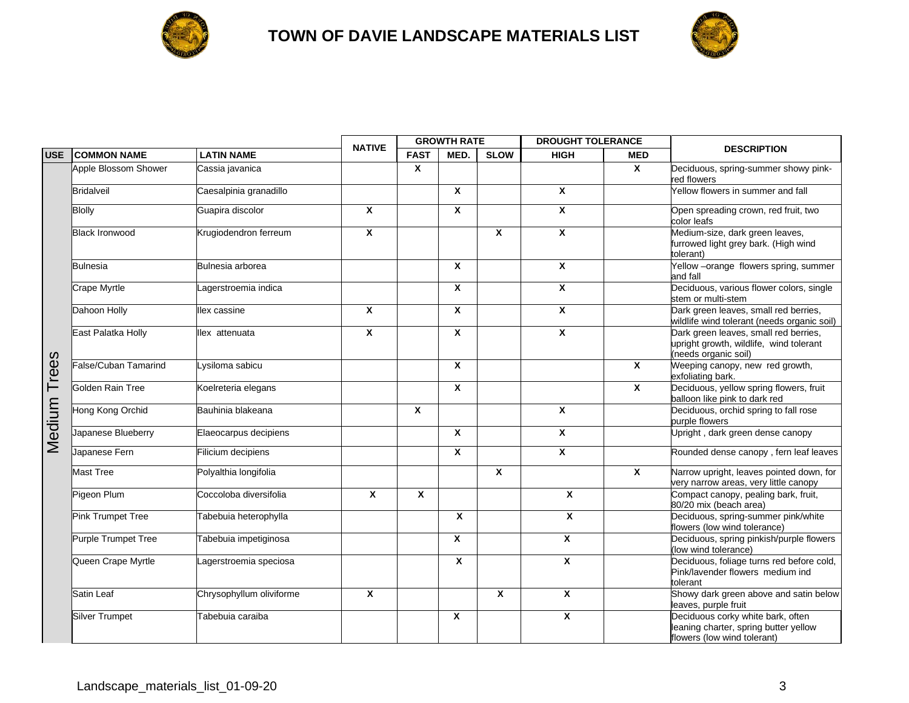# TOWN OF DAVIE LANDSCAPE MATERIALS LIST

| USE | COMMON NAME | LATIN NAME | NATIVE | GROWTH RATE | | | DROUGHT TOLERANCE | | DESCRIPTION |
|---|---|---|---|---|---|---|---|---|---|
| | | | | FAST | MED. | SLOW | HIGH | MED | |
| Medium Trees | Apple Blossom Shower | Cassia javanica | | X | | | | X | Deciduous, spring-summer showy pink-red flowers |
| | Bridalveil | Caesalpinia granadillo | | | X | | X | | Yellow flowers in summer and fall |
| | Blolly | Guapira discolor | X | | X | | X | | Open spreading crown, red fruit, two color leafs |
| | Black Ironwood | Krugiodendron ferreum | X | | | X | X | | Medium-size, dark green leaves, furrowed light grey bark. (High wind tolerant) |
| | Bulnesia | Bulnesia arborea | | | X | | X | | Yellow –orange flowers spring, summer and fall |
| | Crape Myrtle | Lagerstroemia indica | | | X | | X | | Deciduous, various flower colors, single stem or multi-stem |
| | Dahoon Holly | Ilex cassine | X | | X | | X | | Dark green leaves, small red berries, wildlife wind tolerant (needs organic soil) |
| | East Palatka Holly | Ilex attenuata | X | | X | | X | | Dark green leaves, small red berries, upright growth, wildlife, wind tolerant (needs organic soil) |
| | False/Cuban Tamarind | Lysiloma sabicu | | | X | | | X | Weeping canopy, new red growth, exfoliating bark. |
| | Golden Rain Tree | Koelreteria elegans | | | X | | | X | Deciduous, yellow spring flowers, fruit balloon like pink to dark red |
| | Hong Kong Orchid | Bauhinia blakeana | | X | | | X | | Deciduous, orchid spring to fall rose purple flowers |
| | Japanese Blueberry | Elaeocarpus decipiens | | | X | | X | | Upright , dark green dense canopy |
| | Japanese Fern | Filicium decipiens | | | X | | X | | Rounded dense canopy , fern leaf leaves |
| | Mast Tree | Polyalthia longifolia | | | | X | | X | Narrow upright, leaves pointed down, for very narrow areas, very little canopy |
| | Pigeon Plum | Coccoloba diversifolia | X | X | | | X | | Compact canopy, pealing bark, fruit, 80/20 mix (beach area) |
| | Pink Trumpet Tree | Tabebuia heterophylla | | | X | | X | | Deciduous, spring-summer pink/white flowers (low wind tolerance) |
| | Purple Trumpet Tree | Tabebuia impetiginosa | | | X | | X | | Deciduous, spring pinkish/purple flowers (low wind tolerance) |
| | Queen Crape Myrtle | Lagerstroemia speciosa | | | X | | X | | Deciduous, foliage turns red before cold, Pink/lavender flowers medium ind tolerant |
| | Satin Leaf | Chrysophyllum oliviforme | X | | | X | X | | Showy dark green above and satin below leaves, purple fruit |
| | Silver Trumpet | Tabebuia caraiba | | | X | | X | | Deciduous corky white bark, often leaning charter, spring butter yellow flowers (low wind tolerant) |

Landscape_materials_list_01-09-20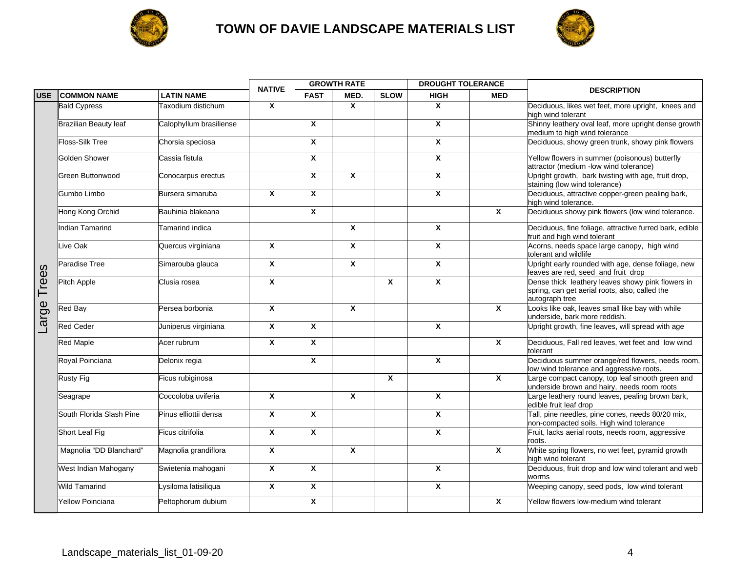# TOWN OF DAVIE LANDSCAPE MATERIALS LIST

| USE | COMMON NAME | LATIN NAME | NATIVE | GROWTH RATE | | | DROUGHT TOLERANCE | | DESCRIPTION |
|---|---|---|---|---|---|---|---|---|---|
| | | | | FAST | MED. | SLOW | HIGH | MED | |
| Large Trees | Bald Cypress | Taxodium distichum | X | | X | | X | | Deciduous, likes wet feet, more upright, knees and high wind tolerant |
| | Brazilian Beauty leaf | Calophyllum brasiliense | | X | | | X | | Shinny leathery oval leaf, more upright dense growth medium to high wind tolerance |
| | Floss-Silk Tree | Chorsia speciosa | | X | | | X | | Deciduous, showy green trunk, showy pink flowers |
| | Golden Shower | Cassia fistula | | X | | | X | | Yellow flowers in summer (poisonous) butterfly attractor (medium -low wind tolerance) |
| | Green Buttonwood | Conocarpus erectus | | X | X | | X | | Upright growth, bark twisting with age, fruit drop, staining (low wind tolerance) |
| | Gumbo Limbo | Bursera simaruba | X | X | | | X | | Deciduous, attractive copper-green pealing bark, high wind tolerance. |
| | Hong Kong Orchid | Bauhinia blakeana | | X | | | | X | Deciduous showy pink flowers (low wind tolerance. |
| | Indian Tamarind | Tamarind indica | | | X | | X | | Deciduous, fine foliage, attractive furred bark, edible fruit and high wind tolerant |
| | Live Oak | Quercus virginiana | X | | X | | X | | Acorns, needs space large canopy, high wind tolerant and wildlife |
| | Paradise Tree | Simarouba glauca | X | | X | | X | | Upright early rounded with age, dense foliage, new leaves are red, seed and fruit drop |
| | Pitch Apple | Clusia rosea | X | | | X | X | | Dense thick leathery leaves showy pink flowers in spring, can get aerial roots, also, called the autograph tree |
| | Red Bay | Persea borbonia | X | | X | | | X | Looks like oak, leaves small like bay with while underside, bark more reddish. |
| | Red Ceder | Juniperus virginiana | X | X | | | X | | Upright growth, fine leaves, will spread with age |
| | Red Maple | Acer rubrum | X | X | | | | X | Deciduous, Fall red leaves, wet feet and low wind tolerant |
| | Royal Poinciana | Delonix regia | | X | | | X | | Deciduous summer orange/red flowers, needs room, low wind tolerance and aggressive roots. |
| | Rusty Fig | Ficus rubiginosa | | | | X | | X | Large compact canopy, top leaf smooth green and underside brown and hairy, needs room roots |
| | Seagrape | Coccoloba uviferia | X | | X | | X | | Large leathery round leaves, pealing brown bark, edible fruit leaf drop |
| | South Florida Slash Pine | Pinus elliottii densa | X | X | | | X | | Tall, pine needles, pine cones, needs 80/20 mix, non-compacted soils. High wind tolerance |
| | Short Leaf Fig | Ficus citrifolia | X | X | | | X | | Fruit, lacks aerial roots, needs room, aggressive roots. |
| | Magnolia "DD Blanchard" | Magnolia grandiflora | X | | X | | | X | White spring flowers, no wet feet, pyramid growth high wind tolerant |
| | West Indian Mahogany | Swietenia mahogani | X | X | | | X | | Deciduous, fruit drop and low wind tolerant and web worms |
| | Wild Tamarind | Lysiloma latisiliqua | X | X | | | X | | Weeping canopy, seed pods, low wind tolerant |
| | Yellow Poinciana | Peltophorum dubium | | X | | | | X | Yellow flowers low-medium wind tolerant |

Landscape_materials_list_01-09-20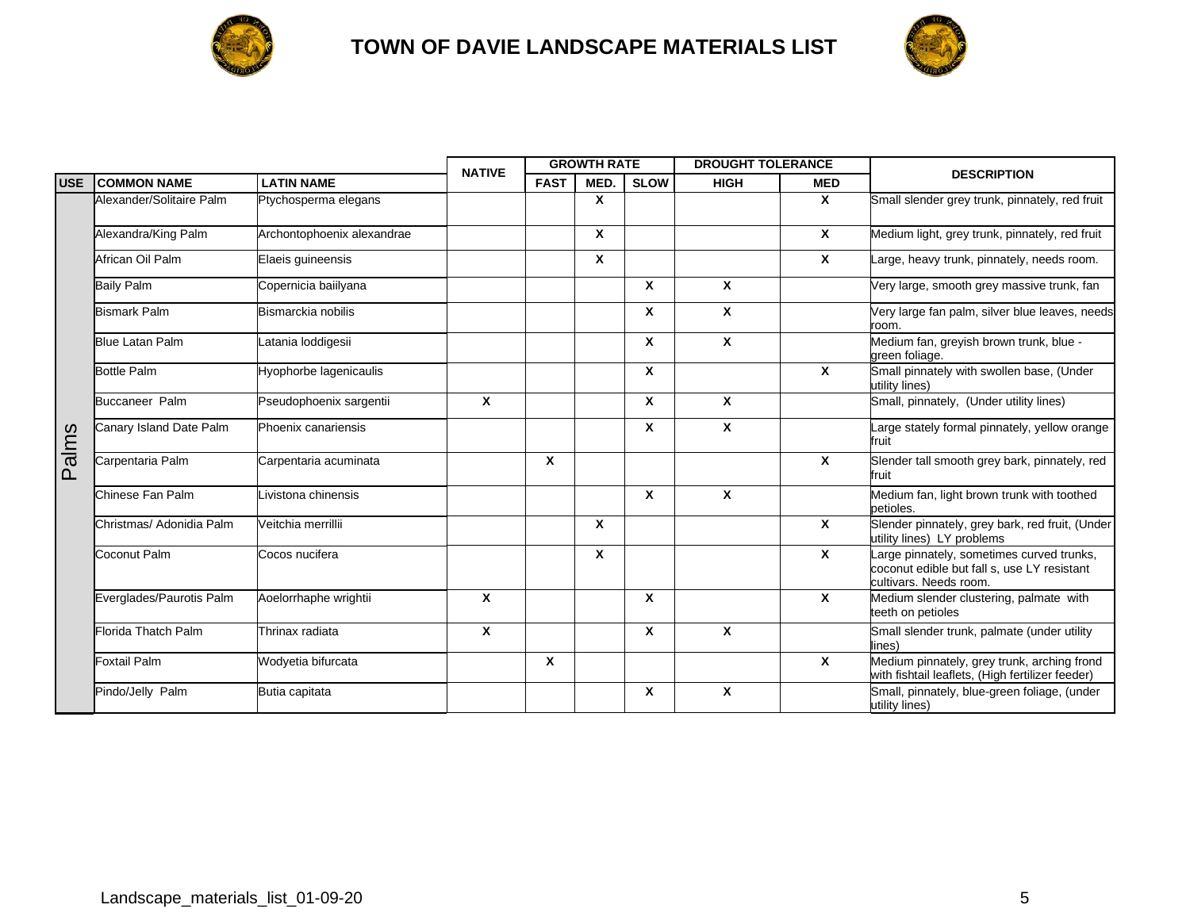# TOWN OF DAVIE LANDSCAPE MATERIALS LIST

| USE | COMMON NAME | LATIN NAME | NATIVE | GROWTH RATE | | | DROUGHT TOLERANCE | | DESCRIPTION |
|---|---|---|---|---|---|---|---|---|---|
| | | | | FAST | MED. | SLOW | HIGH | MED | |
| Palms | Alexander/Solitaire Palm | Ptychosperma elegans | | | X | | | X | Small slender grey trunk, pinnately, red fruit |
| | Alexandra/King Palm | Archontophoenix alexandrae | | | X | | | X | Medium light, grey trunk, pinnately, red fruit |
| | African Oil Palm | Elaeis guineensis | | | X | | | X | Large, heavy trunk, pinnately, needs room. |
| | Baily Palm | Copernicia baiilyana | | | | X | X | | Very large, smooth grey massive trunk, fan |
| | Bismark Palm | Bismarckia nobilis | | | | X | X | | Very large fan palm, silver blue leaves, needs room. |
| | Blue Latan Palm | Latania loddigesii | | | | X | X | | Medium fan, greyish brown trunk, blue - green foliage. |
| | Bottle Palm | Hyophorbe lagenicaulis | | | | X | | X | Small pinnately with swollen base, (Under utility lines) |
| | Buccaneer Palm | Pseudophoenix sargentii | X | | | X | X | | Small, pinnately, (Under utility lines) |
| | Canary Island Date Palm | Phoenix canariensis | | | | X | X | | Large stately formal pinnately, yellow orange fruit |
| | Carpentaria Palm | Carpentaria acuminata | | X | | | | X | Slender tall smooth grey bark, pinnately, red fruit |
| | Chinese Fan Palm | Livistona chinensis | | | | X | X | | Medium fan, light brown trunk with toothed petioles. |
| | Christmas/ Adonidia Palm | Veitchia merrillii | | | X | | | X | Slender pinnately, grey bark, red fruit, (Under utility lines) LY problems |
| | Coconut Palm | Cocos nucifera | | | X | | | X | Large pinnately, sometimes curved trunks, coconut edible but fall s, use LY resistant cultivars. Needs room. |
| | Everglades/Paurotis Palm | Aoelorrhaphe wrightii | X | | | X | | X | Medium slender clustering, palmate with teeth on petioles |
| | Florida Thatch Palm | Thrinax radiata | X | | | X | X | | Small slender trunk, palmate (under utility lines) |
| | Foxtail Palm | Wodyetia bifurcata | | X | | | | X | Medium pinnately, grey trunk, arching frond with fishtail leaflets, (High fertilizer feeder) |
| | Pindo/Jelly Palm | Butia capitata | | | | X | X | | Small, pinnately, blue-green foliage, (under utility lines) |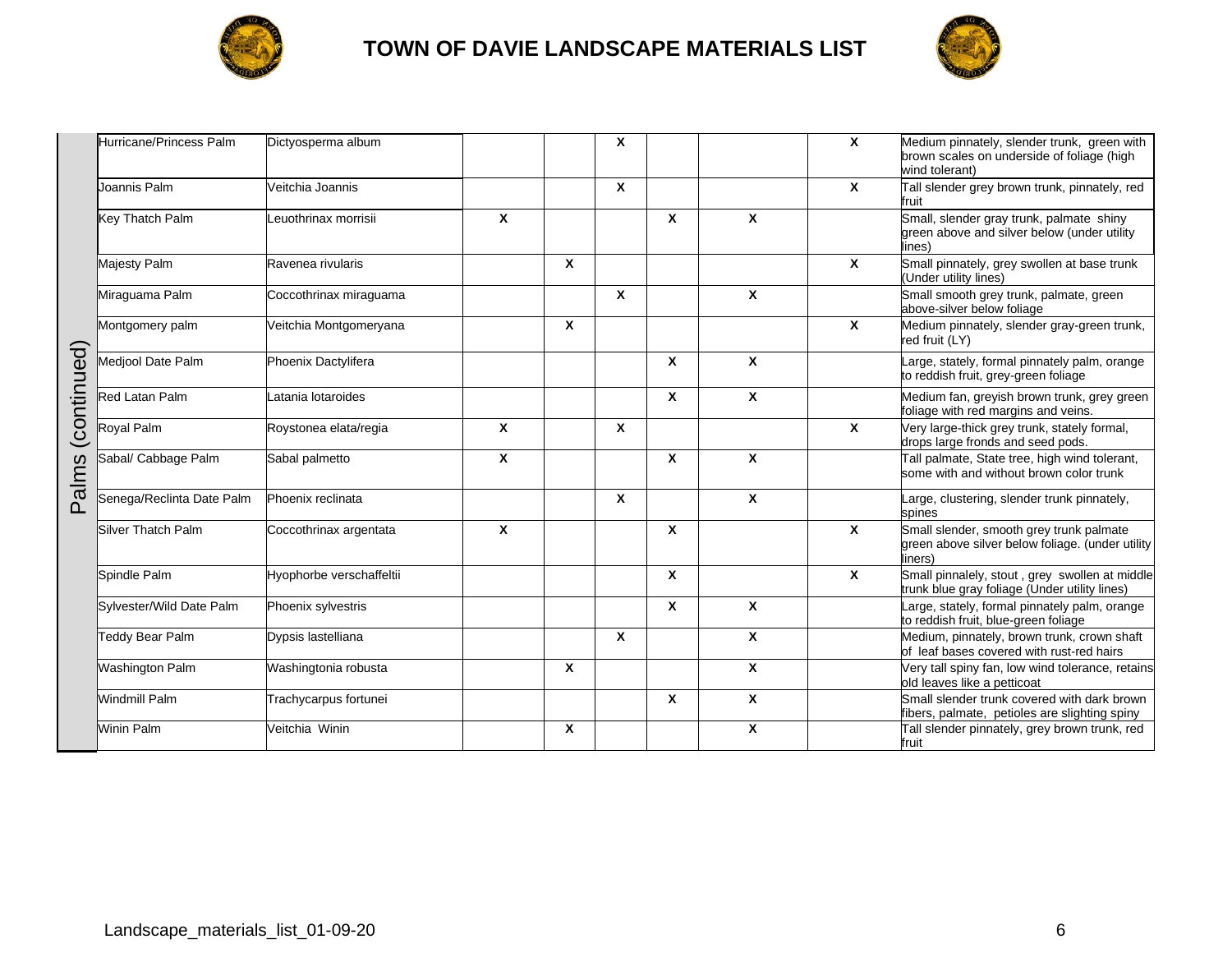# TOWN OF DAVIE LANDSCAPE MATERIALS LIST

## Palms (continued)

| | | | | | | | | |
|---|---|---|---|---|---|---|---|---|
| Hurricane/Princess Palm | Dictyosperma album | | | X | | | X | Medium pinnately, slender trunk, green with brown scales on underside of foliage (high wind tolerant) |
| Joannis Palm | Veitchia Joannis | | | X | | | X | Tall slender grey brown trunk, pinnately, red fruit |
| Key Thatch Palm | Leuothrinax morrisii | X | | | X | X | | Small, slender gray trunk, palmate shiny green above and silver below (under utility lines) |
| Majesty Palm | Ravenea rivularis | | X | | | | X | Small pinnately, grey swollen at base trunk (Under utility lines) |
| Miraguama Palm | Coccothrinax miraguama | | | X | | X | | Small smooth grey trunk, palmate, green above-silver below foliage |
| Montgomery palm | Veitchia Montgomeryana | | X | | | | X | Medium pinnately, slender gray-green trunk, red fruit (LY) |
| Medjool Date Palm | Phoenix Dactylifera | | | | X | X | | Large, stately, formal pinnately palm, orange to reddish fruit, grey-green foliage |
| Red Latan Palm | Latania lotaroides | | | | X | X | | Medium fan, greyish brown trunk, grey green foliage with red margins and veins. |
| Royal Palm | Roystonea elata/regia | X | | X | | | X | Very large-thick grey trunk, stately formal, drops large fronds and seed pods. |
| Sabal/ Cabbage Palm | Sabal palmetto | X | | | X | X | | Tall palmate, State tree, high wind tolerant, some with and without brown color trunk |
| Senega/Reclinta Date Palm | Phoenix reclinata | | | X | | X | | Large, clustering, slender trunk pinnately, spines |
| Silver Thatch Palm | Coccothrinax argentata | X | | | X | | X | Small slender, smooth grey trunk palmate green above silver below foliage. (under utility liners) |
| Spindle Palm | Hyophorbe verschaffeltii | | | | X | | X | Small pinnalely, stout , grey swollen at middle trunk blue gray foliage (Under utility lines) |
| Sylvester/Wild Date Palm | Phoenix sylvestris | | | | X | X | | Large, stately, formal pinnately palm, orange to reddish fruit, blue-green foliage |
| Teddy Bear Palm | Dypsis lastelliana | | | X | | X | | Medium, pinnately, brown trunk, crown shaft of leaf bases covered with rust-red hairs |
| Washington Palm | Washingtonia robusta | | X | | | X | | Very tall spiny fan, low wind tolerance, retains old leaves like a petticoat |
| Windmill Palm | Trachycarpus fortunei | | | | X | X | | Small slender trunk covered with dark brown fibers, palmate, petioles are slighting spiny |
| Winin Palm | Veitchia Winin | | X | | | X | | Tall slender pinnately, grey brown trunk, red fruit |

Landscape_materials_list_01-09-20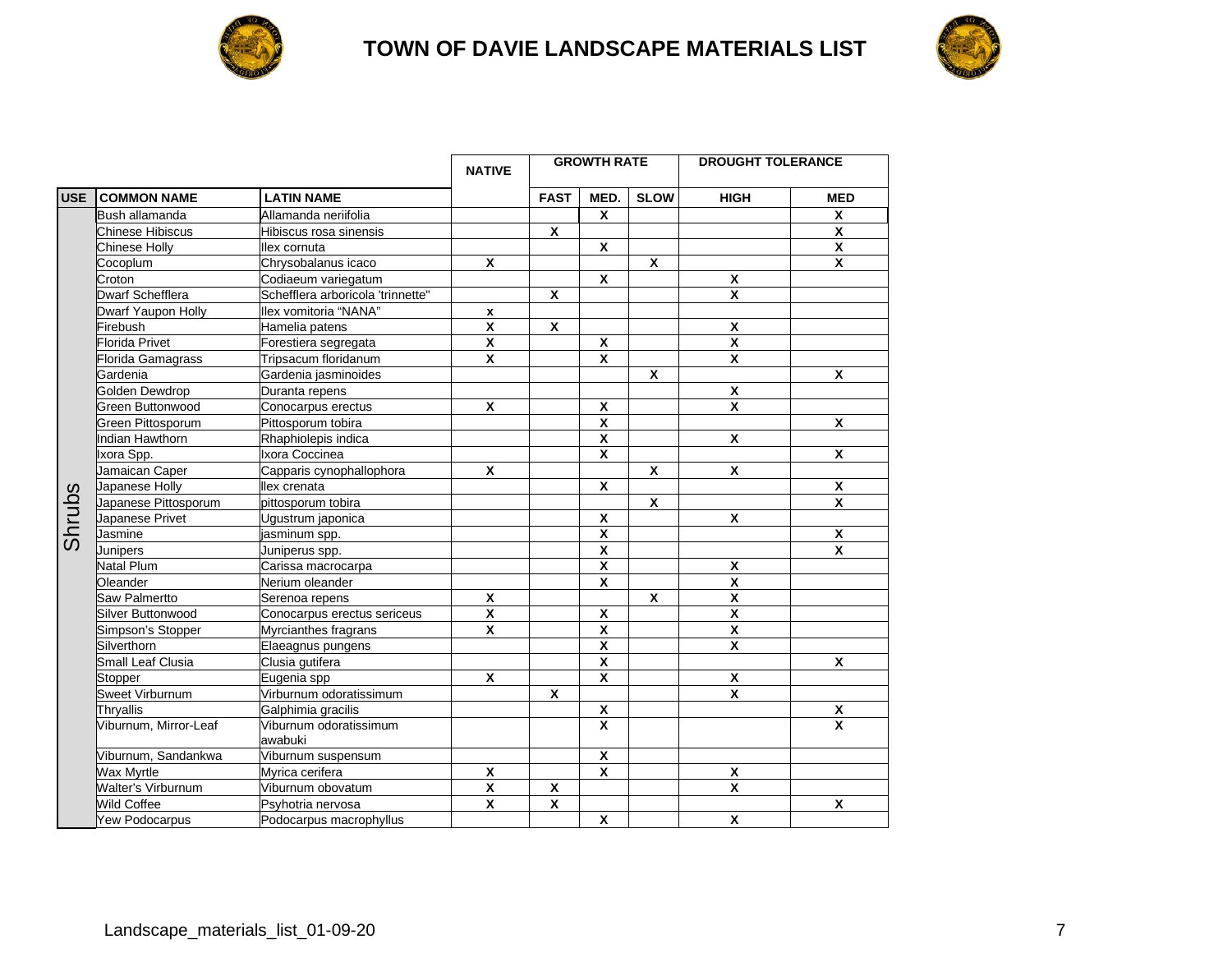# TOWN OF DAVIE LANDSCAPE MATERIALS LIST

| USE | COMMON NAME | LATIN NAME | NATIVE | GROWTH RATE | | | DROUGHT TOLERANCE | |
|---|---|---|---|---|---|---|---|---|
| | | | | FAST | MED. | SLOW | HIGH | MED |
| Shrubs | Bush allamanda | Allamanda neriifolia | | | X | | | X |
| | Chinese Hibiscus | Hibiscus rosa sinensis | | X | | | | X |
| | Chinese Holly | Ilex cornuta | | | X | | | X |
| | Cocoplum | Chrysobalanus icaco | X | | | X | | X |
| | Croton | Codiaeum variegatum | | | X | | X | |
| | Dwarf Schefflera | Schefflera arboricola 'trinnette" | | X | | | X | |
| | Dwarf Yaupon Holly | Ilex vomitoria "NANA" | x | | | | | |
| | Firebush | Hamelia patens | X | X | | | X | |
| | Florida Privet | Forestiera segregata | X | | X | | X | |
| | Florida Gamagrass | Tripsacum floridanum | X | | X | | X | |
| | Gardenia | Gardenia jasminoides | | | | X | | X |
| | Golden Dewdrop | Duranta repens | | | | | X | |
| | Green Buttonwood | Conocarpus erectus | X | | X | | X | |
| | Green Pittosporum | Pittosporum tobira | | | X | | | X |
| | Indian Hawthorn | Rhaphiolepis indica | | | X | | X | |
| | Ixora Spp. | Ixora Coccinea | | | X | | | X |
| | Jamaican Caper | Capparis cynophallophora | X | | | X | X | |
| | Japanese Holly | Ilex crenata | | | X | | | X |
| | Japanese Pittosporum | pittosporum tobira | | | | X | | X |
| | Japanese Privet | Ugustrum japonica | | | X | | X | |
| | Jasmine | jasminum spp. | | | X | | | X |
| | Junipers | Juniperus spp. | | | X | | | X |
| | Natal Plum | Carissa macrocarpa | | | X | | X | |
| | Oleander | Nerium oleander | | | X | | X | |
| | Saw Palmertto | Serenoa repens | X | | | X | X | |
| | Silver Buttonwood | Conocarpus erectus sericeus | X | | X | | X | |
| | Simpson's Stopper | Myrcianthes fragrans | X | | X | | X | |
| | Silverthorn | Elaeagnus pungens | | | X | | X | |
| | Small Leaf Clusia | Clusia gutifera | | | X | | | X |
| | Stopper | Eugenia spp | X | | X | | X | |
| | Sweet Virburnum | Virburnum odoratissimum | | X | | | X | |
| | Thryallis | Galphimia gracilis | | | X | | | X |
| | Viburnum, Mirror-Leaf | Viburnum odoratissimum awabuki | | | X | | | X |
| | Viburnum, Sandankwa | Viburnum suspensum | | | X | | | |
| | Wax Myrtle | Myrica cerifera | X | | X | | X | |
| | Walter's Virburnum | Viburnum obovatum | X | X | | | X | |
| | Wild Coffee | Psyhotria nervosa | X | X | | | | X |
| | Yew Podocarpus | Podocarpus macrophyllus | | | X | | X | |

Landscape_materials_list_01-09-20